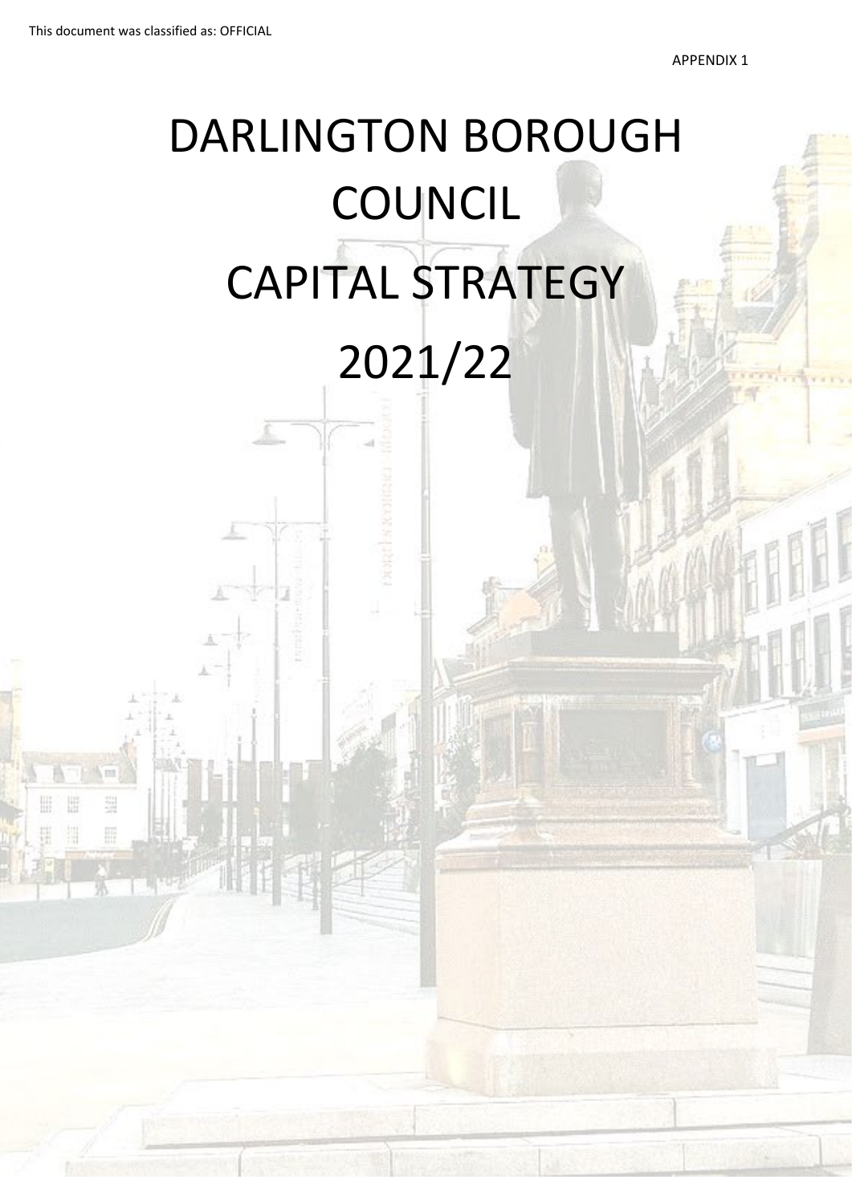This document was classified as: OFFICIAL

APPENDIX 1

# DARLINGTON BOROUGH COUNCIL

# CAPITAL STRATEGY

# 2021/22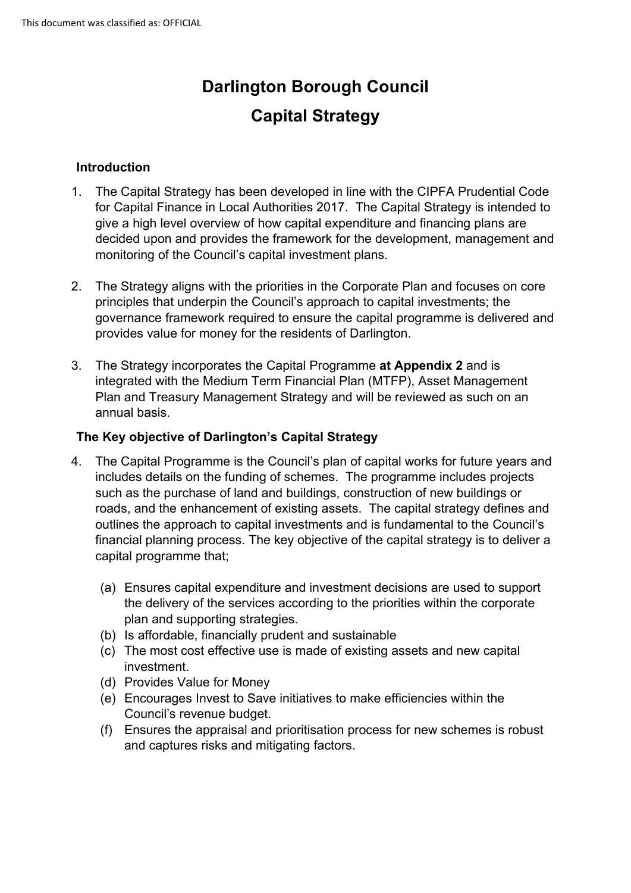# Darlington Borough Council
# Capital Strategy

### Introduction

1. The Capital Strategy has been developed in line with the CIPFA Prudential Code for Capital Finance in Local Authorities 2017. The Capital Strategy is intended to give a high level overview of how capital expenditure and financing plans are decided upon and provides the framework for the development, management and monitoring of the Council's capital investment plans.

2. The Strategy aligns with the priorities in the Corporate Plan and focuses on core principles that underpin the Council's approach to capital investments; the governance framework required to ensure the capital programme is delivered and provides value for money for the residents of Darlington.

3. The Strategy incorporates the Capital Programme **at Appendix 2** and is integrated with the Medium Term Financial Plan (MTFP), Asset Management Plan and Treasury Management Strategy and will be reviewed as such on an annual basis.

### The Key objective of Darlington's Capital Strategy

4. The Capital Programme is the Council's plan of capital works for future years and includes details on the funding of schemes. The programme includes projects such as the purchase of land and buildings, construction of new buildings or roads, and the enhancement of existing assets. The capital strategy defines and outlines the approach to capital investments and is fundamental to the Council's financial planning process. The key objective of the capital strategy is to deliver a capital programme that;

   (a) Ensures capital expenditure and investment decisions are used to support the delivery of the services according to the priorities within the corporate plan and supporting strategies.
   (b) Is affordable, financially prudent and sustainable
   (c) The most cost effective use is made of existing assets and new capital investment.
   (d) Provides Value for Money
   (e) Encourages Invest to Save initiatives to make efficiencies within the Council's revenue budget.
   (f) Ensures the appraisal and prioritisation process for new schemes is robust and captures risks and mitigating factors.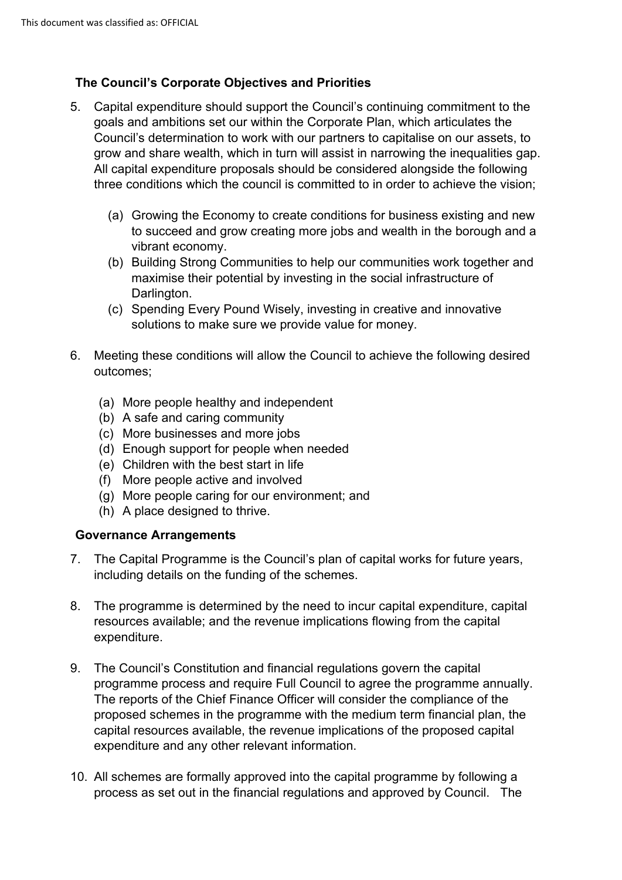**The Council's Corporate Objectives and Priorities**

5. Capital expenditure should support the Council's continuing commitment to the goals and ambitions set our within the Corporate Plan, which articulates the Council's determination to work with our partners to capitalise on our assets, to grow and share wealth, which in turn will assist in narrowing the inequalities gap. All capital expenditure proposals should be considered alongside the following three conditions which the council is committed to in order to achieve the vision;

   (a) Growing the Economy to create conditions for business existing and new to succeed and grow creating more jobs and wealth in the borough and a vibrant economy.
   (b) Building Strong Communities to help our communities work together and maximise their potential by investing in the social infrastructure of Darlington.
   (c) Spending Every Pound Wisely, investing in creative and innovative solutions to make sure we provide value for money.

6. Meeting these conditions will allow the Council to achieve the following desired outcomes;

   (a) More people healthy and independent
   (b) A safe and caring community
   (c) More businesses and more jobs
   (d) Enough support for people when needed
   (e) Children with the best start in life
   (f) More people active and involved
   (g) More people caring for our environment; and
   (h) A place designed to thrive.

**Governance Arrangements**

7. The Capital Programme is the Council's plan of capital works for future years, including details on the funding of the schemes.

8. The programme is determined by the need to incur capital expenditure, capital resources available; and the revenue implications flowing from the capital expenditure.

9. The Council's Constitution and financial regulations govern the capital programme process and require Full Council to agree the programme annually. The reports of the Chief Finance Officer will consider the compliance of the proposed schemes in the programme with the medium term financial plan, the capital resources available, the revenue implications of the proposed capital expenditure and any other relevant information.

10. All schemes are formally approved into the capital programme by following a process as set out in the financial regulations and approved by Council. The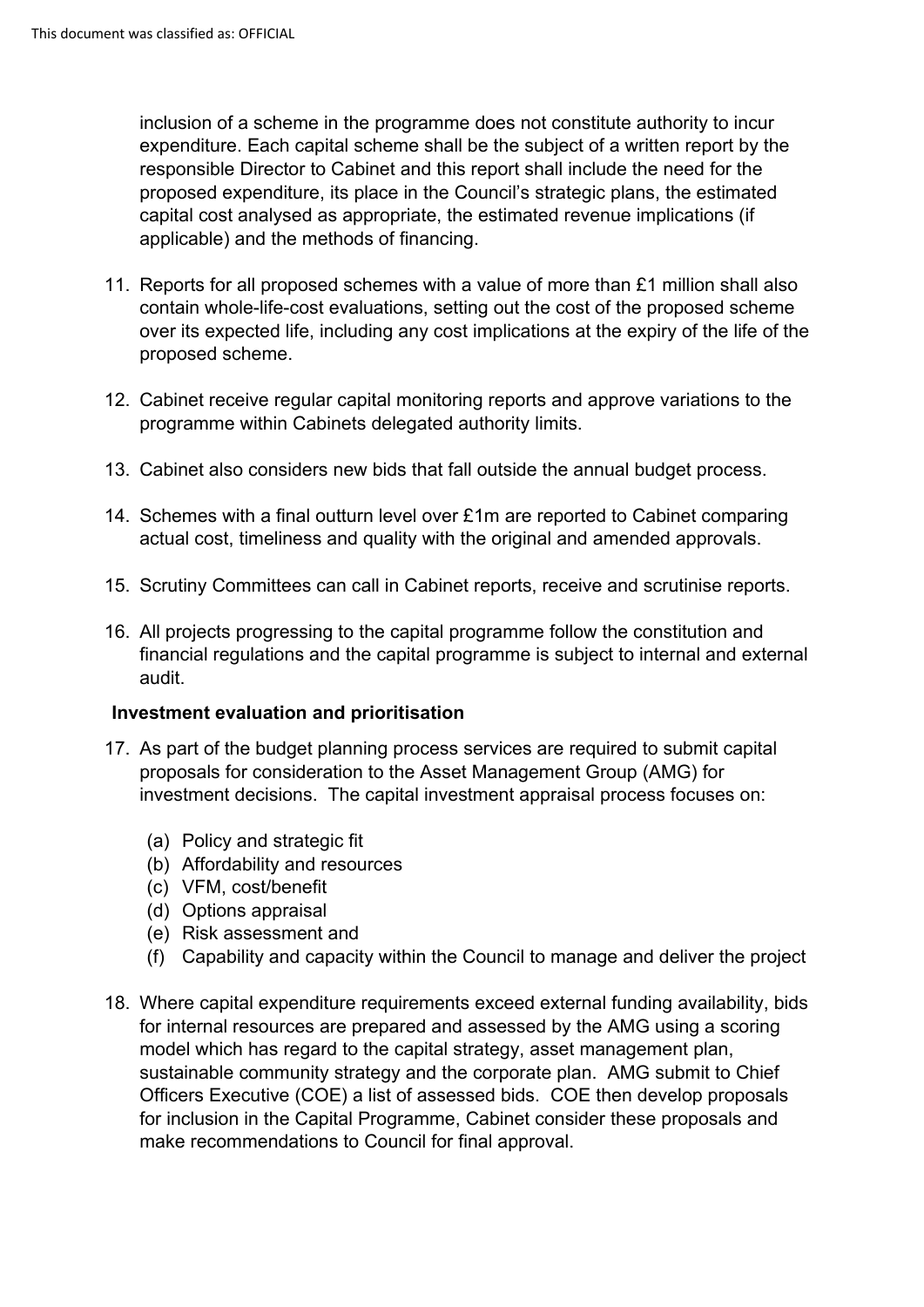inclusion of a scheme in the programme does not constitute authority to incur expenditure. Each capital scheme shall be the subject of a written report by the responsible Director to Cabinet and this report shall include the need for the proposed expenditure, its place in the Council's strategic plans, the estimated capital cost analysed as appropriate, the estimated revenue implications (if applicable) and the methods of financing.

11. Reports for all proposed schemes with a value of more than £1 million shall also contain whole-life-cost evaluations, setting out the cost of the proposed scheme over its expected life, including any cost implications at the expiry of the life of the proposed scheme.

12. Cabinet receive regular capital monitoring reports and approve variations to the programme within Cabinets delegated authority limits.

13. Cabinet also considers new bids that fall outside the annual budget process.

14. Schemes with a final outturn level over £1m are reported to Cabinet comparing actual cost, timeliness and quality with the original and amended approvals.

15. Scrutiny Committees can call in Cabinet reports, receive and scrutinise reports.

16. All projects progressing to the capital programme follow the constitution and financial regulations and the capital programme is subject to internal and external audit.

**Investment evaluation and prioritisation**

17. As part of the budget planning process services are required to submit capital proposals for consideration to the Asset Management Group (AMG) for investment decisions. The capital investment appraisal process focuses on:

    (a) Policy and strategic fit
    (b) Affordability and resources
    (c) VFM, cost/benefit
    (d) Options appraisal
    (e) Risk assessment and
    (f) Capability and capacity within the Council to manage and deliver the project

18. Where capital expenditure requirements exceed external funding availability, bids for internal resources are prepared and assessed by the AMG using a scoring model which has regard to the capital strategy, asset management plan, sustainable community strategy and the corporate plan. AMG submit to Chief Officers Executive (COE) a list of assessed bids. COE then develop proposals for inclusion in the Capital Programme, Cabinet consider these proposals and make recommendations to Council for final approval.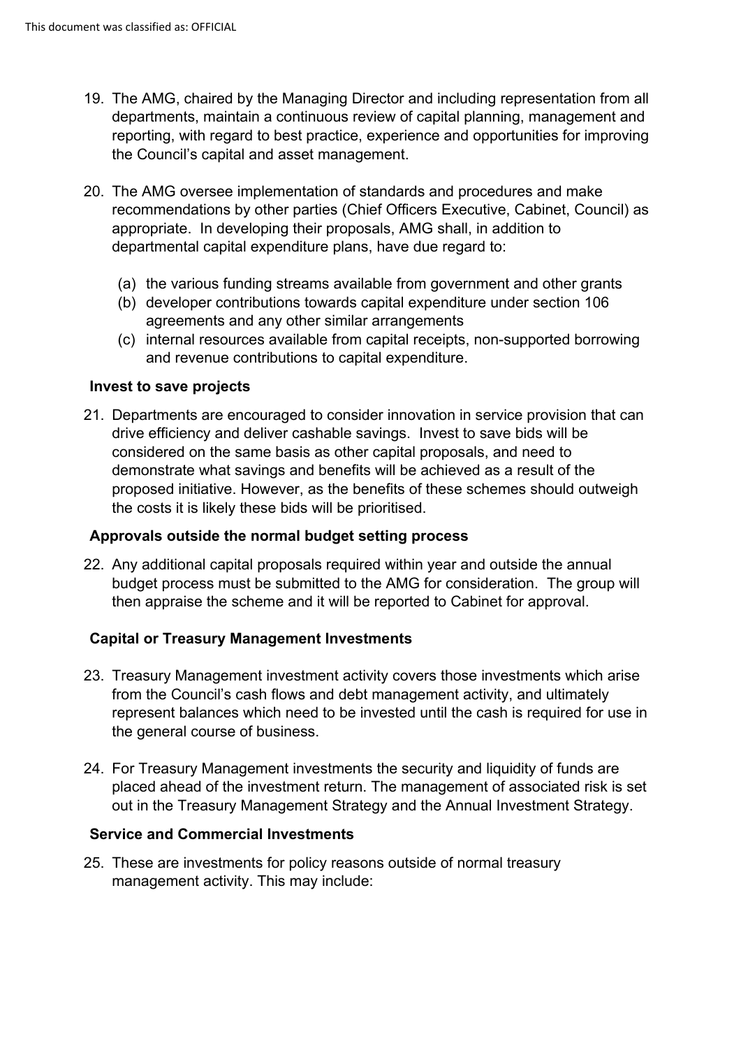19. The AMG, chaired by the Managing Director and including representation from all departments, maintain a continuous review of capital planning, management and reporting, with regard to best practice, experience and opportunities for improving the Council's capital and asset management.

20. The AMG oversee implementation of standards and procedures and make recommendations by other parties (Chief Officers Executive, Cabinet, Council) as appropriate. In developing their proposals, AMG shall, in addition to departmental capital expenditure plans, have due regard to:

    (a) the various funding streams available from government and other grants
    (b) developer contributions towards capital expenditure under section 106 agreements and any other similar arrangements
    (c) internal resources available from capital receipts, non-supported borrowing and revenue contributions to capital expenditure.

**Invest to save projects**

21. Departments are encouraged to consider innovation in service provision that can drive efficiency and deliver cashable savings. Invest to save bids will be considered on the same basis as other capital proposals, and need to demonstrate what savings and benefits will be achieved as a result of the proposed initiative. However, as the benefits of these schemes should outweigh the costs it is likely these bids will be prioritised.

**Approvals outside the normal budget setting process**

22. Any additional capital proposals required within year and outside the annual budget process must be submitted to the AMG for consideration. The group will then appraise the scheme and it will be reported to Cabinet for approval.

**Capital or Treasury Management Investments**

23. Treasury Management investment activity covers those investments which arise from the Council's cash flows and debt management activity, and ultimately represent balances which need to be invested until the cash is required for use in the general course of business.

24. For Treasury Management investments the security and liquidity of funds are placed ahead of the investment return. The management of associated risk is set out in the Treasury Management Strategy and the Annual Investment Strategy.

**Service and Commercial Investments**

25. These are investments for policy reasons outside of normal treasury management activity. This may include: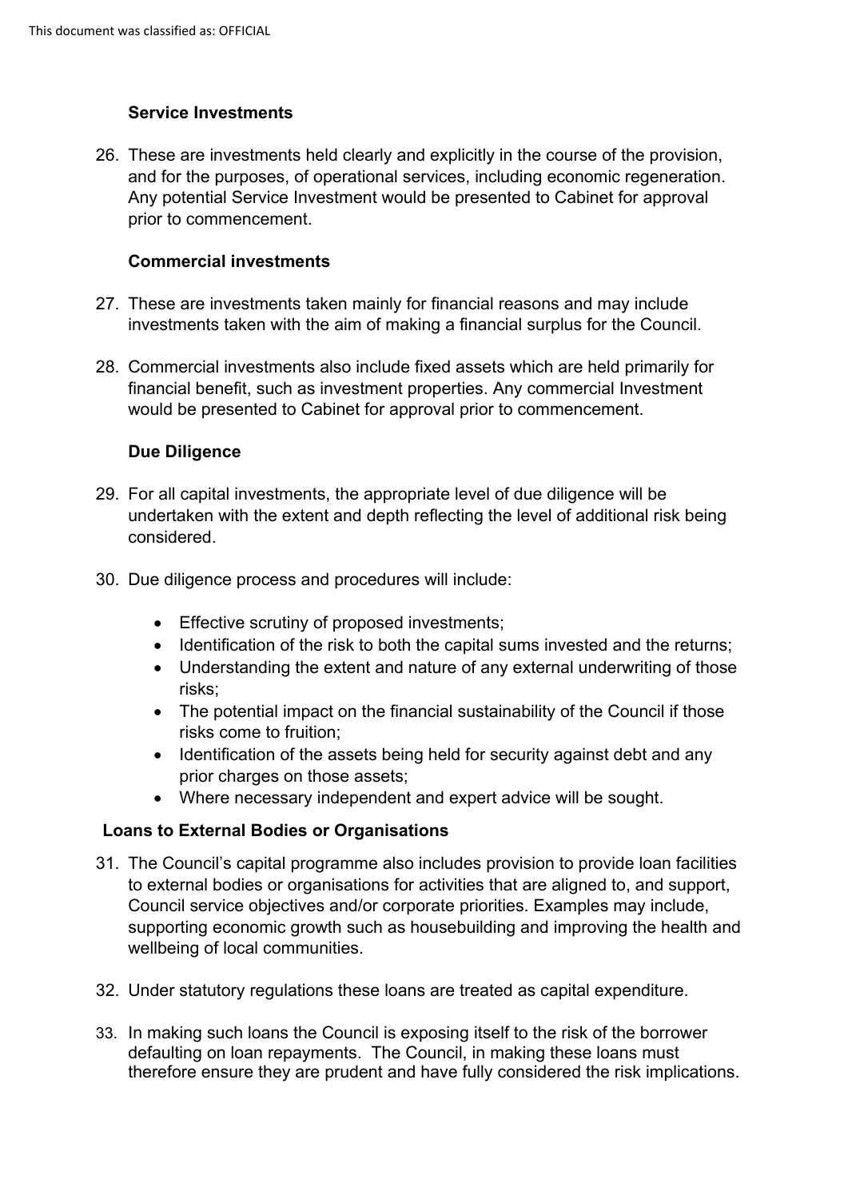### Service Investments

26. These are investments held clearly and explicitly in the course of the provision, and for the purposes, of operational services, including economic regeneration. Any potential Service Investment would be presented to Cabinet for approval prior to commencement.

### Commercial investments

27. These are investments taken mainly for financial reasons and may include investments taken with the aim of making a financial surplus for the Council.

28. Commercial investments also include fixed assets which are held primarily for financial benefit, such as investment properties. Any commercial Investment would be presented to Cabinet for approval prior to commencement.

### Due Diligence

29. For all capital investments, the appropriate level of due diligence will be undertaken with the extent and depth reflecting the level of additional risk being considered.

30. Due diligence process and procedures will include:

    - Effective scrutiny of proposed investments;
    - Identification of the risk to both the capital sums invested and the returns;
    - Understanding the extent and nature of any external underwriting of those risks;
    - The potential impact on the financial sustainability of the Council if those risks come to fruition;
    - Identification of the assets being held for security against debt and any prior charges on those assets;
    - Where necessary independent and expert advice will be sought.

### Loans to External Bodies or Organisations

31. The Council's capital programme also includes provision to provide loan facilities to external bodies or organisations for activities that are aligned to, and support, Council service objectives and/or corporate priorities. Examples may include, supporting economic growth such as housebuilding and improving the health and wellbeing of local communities.

32. Under statutory regulations these loans are treated as capital expenditure.

33. In making such loans the Council is exposing itself to the risk of the borrower defaulting on loan repayments. The Council, in making these loans must therefore ensure they are prudent and have fully considered the risk implications.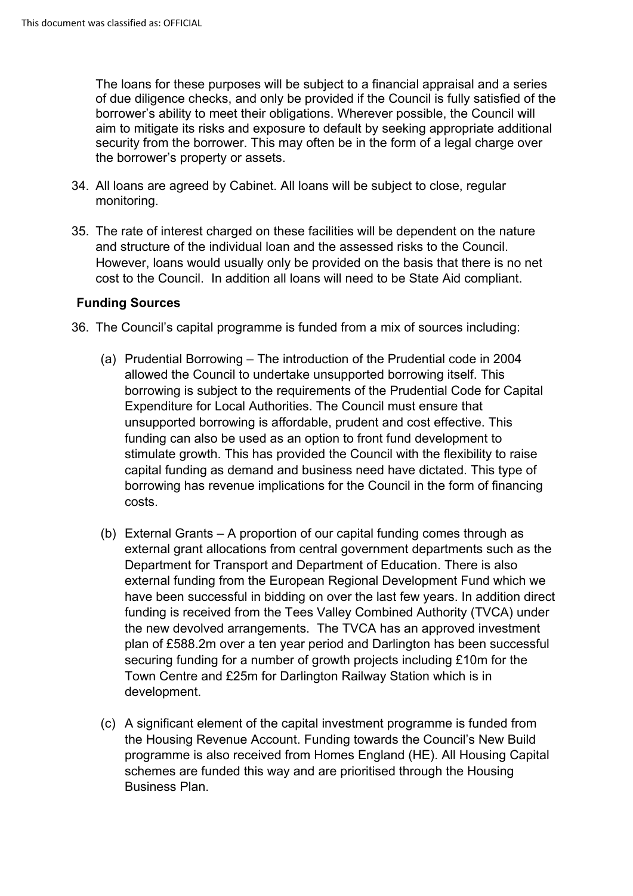The loans for these purposes will be subject to a financial appraisal and a series of due diligence checks, and only be provided if the Council is fully satisfied of the borrower's ability to meet their obligations. Wherever possible, the Council will aim to mitigate its risks and exposure to default by seeking appropriate additional security from the borrower. This may often be in the form of a legal charge over the borrower's property or assets.

34. All loans are agreed by Cabinet. All loans will be subject to close, regular monitoring.

35. The rate of interest charged on these facilities will be dependent on the nature and structure of the individual loan and the assessed risks to the Council. However, loans would usually only be provided on the basis that there is no net cost to the Council. In addition all loans will need to be State Aid compliant.

**Funding Sources**

36. The Council's capital programme is funded from a mix of sources including:

    (a) Prudential Borrowing – The introduction of the Prudential code in 2004 allowed the Council to undertake unsupported borrowing itself. This borrowing is subject to the requirements of the Prudential Code for Capital Expenditure for Local Authorities. The Council must ensure that unsupported borrowing is affordable, prudent and cost effective. This funding can also be used as an option to front fund development to stimulate growth. This has provided the Council with the flexibility to raise capital funding as demand and business need have dictated. This type of borrowing has revenue implications for the Council in the form of financing costs.

    (b) External Grants – A proportion of our capital funding comes through as external grant allocations from central government departments such as the Department for Transport and Department of Education. There is also external funding from the European Regional Development Fund which we have been successful in bidding on over the last few years. In addition direct funding is received from the Tees Valley Combined Authority (TVCA) under the new devolved arrangements. The TVCA has an approved investment plan of £588.2m over a ten year period and Darlington has been successful securing funding for a number of growth projects including £10m for the Town Centre and £25m for Darlington Railway Station which is in development.

    (c) A significant element of the capital investment programme is funded from the Housing Revenue Account. Funding towards the Council's New Build programme is also received from Homes England (HE). All Housing Capital schemes are funded this way and are prioritised through the Housing Business Plan.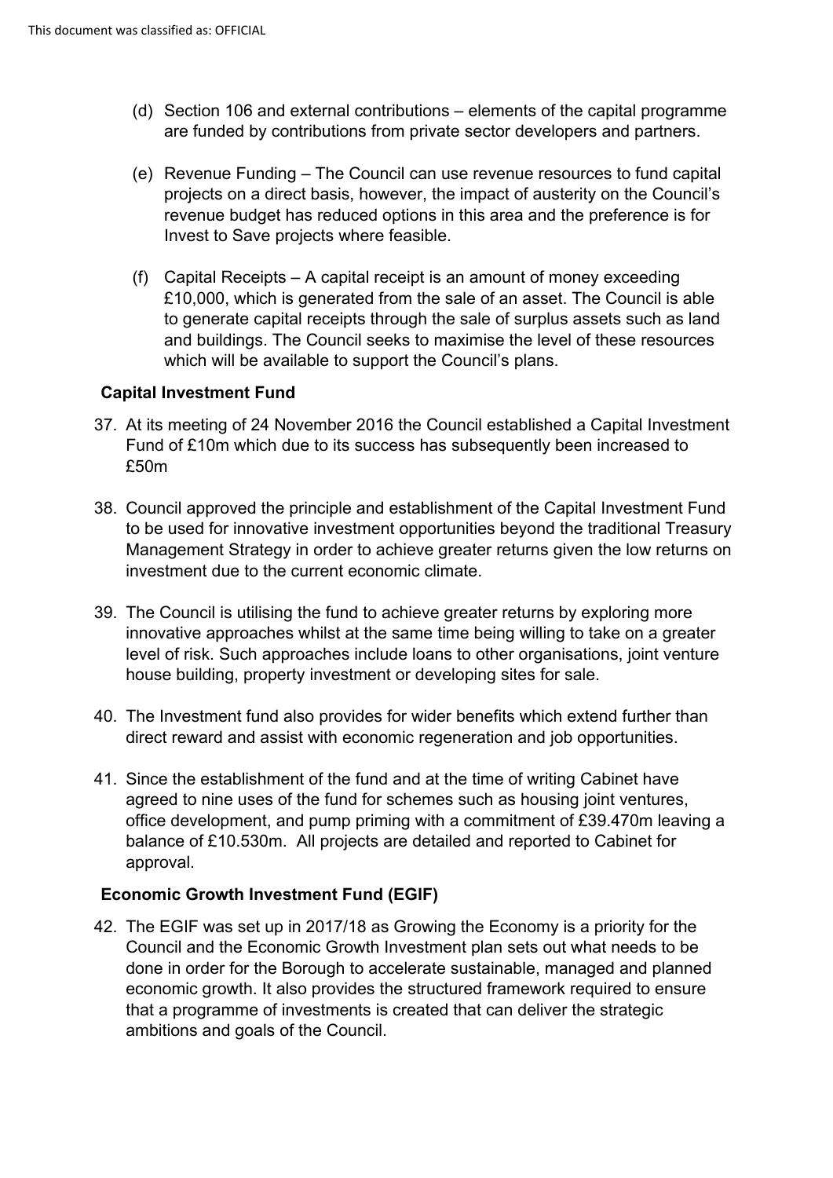(d) Section 106 and external contributions – elements of the capital programme are funded by contributions from private sector developers and partners.

(e) Revenue Funding – The Council can use revenue resources to fund capital projects on a direct basis, however, the impact of austerity on the Council's revenue budget has reduced options in this area and the preference is for Invest to Save projects where feasible.

(f) Capital Receipts – A capital receipt is an amount of money exceeding £10,000, which is generated from the sale of an asset. The Council is able to generate capital receipts through the sale of surplus assets such as land and buildings. The Council seeks to maximise the level of these resources which will be available to support the Council's plans.

**Capital Investment Fund**

37. At its meeting of 24 November 2016 the Council established a Capital Investment Fund of £10m which due to its success has subsequently been increased to £50m

38. Council approved the principle and establishment of the Capital Investment Fund to be used for innovative investment opportunities beyond the traditional Treasury Management Strategy in order to achieve greater returns given the low returns on investment due to the current economic climate.

39. The Council is utilising the fund to achieve greater returns by exploring more innovative approaches whilst at the same time being willing to take on a greater level of risk. Such approaches include loans to other organisations, joint venture house building, property investment or developing sites for sale.

40. The Investment fund also provides for wider benefits which extend further than direct reward and assist with economic regeneration and job opportunities.

41. Since the establishment of the fund and at the time of writing Cabinet have agreed to nine uses of the fund for schemes such as housing joint ventures, office development, and pump priming with a commitment of £39.470m leaving a balance of £10.530m. All projects are detailed and reported to Cabinet for approval.

**Economic Growth Investment Fund (EGIF)**

42. The EGIF was set up in 2017/18 as Growing the Economy is a priority for the Council and the Economic Growth Investment plan sets out what needs to be done in order for the Borough to accelerate sustainable, managed and planned economic growth. It also provides the structured framework required to ensure that a programme of investments is created that can deliver the strategic ambitions and goals of the Council.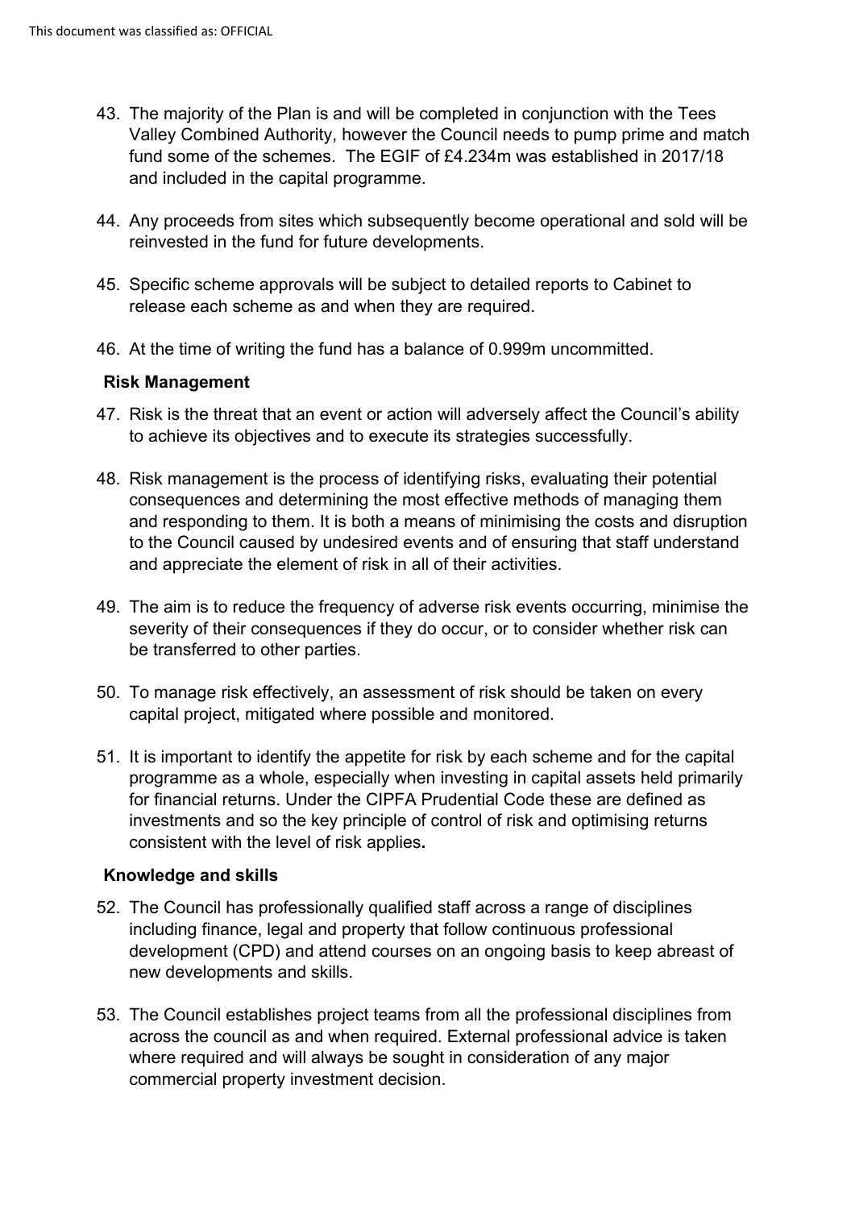43. The majority of the Plan is and will be completed in conjunction with the Tees Valley Combined Authority, however the Council needs to pump prime and match fund some of the schemes. The EGIF of £4.234m was established in 2017/18 and included in the capital programme.

44. Any proceeds from sites which subsequently become operational and sold will be reinvested in the fund for future developments.

45. Specific scheme approvals will be subject to detailed reports to Cabinet to release each scheme as and when they are required.

46. At the time of writing the fund has a balance of 0.999m uncommitted.

**Risk Management**

47. Risk is the threat that an event or action will adversely affect the Council's ability to achieve its objectives and to execute its strategies successfully.

48. Risk management is the process of identifying risks, evaluating their potential consequences and determining the most effective methods of managing them and responding to them. It is both a means of minimising the costs and disruption to the Council caused by undesired events and of ensuring that staff understand and appreciate the element of risk in all of their activities.

49. The aim is to reduce the frequency of adverse risk events occurring, minimise the severity of their consequences if they do occur, or to consider whether risk can be transferred to other parties.

50. To manage risk effectively, an assessment of risk should be taken on every capital project, mitigated where possible and monitored.

51. It is important to identify the appetite for risk by each scheme and for the capital programme as a whole, especially when investing in capital assets held primarily for financial returns. Under the CIPFA Prudential Code these are defined as investments and so the key principle of control of risk and optimising returns consistent with the level of risk applies**.**

**Knowledge and skills**

52. The Council has professionally qualified staff across a range of disciplines including finance, legal and property that follow continuous professional development (CPD) and attend courses on an ongoing basis to keep abreast of new developments and skills.

53. The Council establishes project teams from all the professional disciplines from across the council as and when required. External professional advice is taken where required and will always be sought in consideration of any major commercial property investment decision.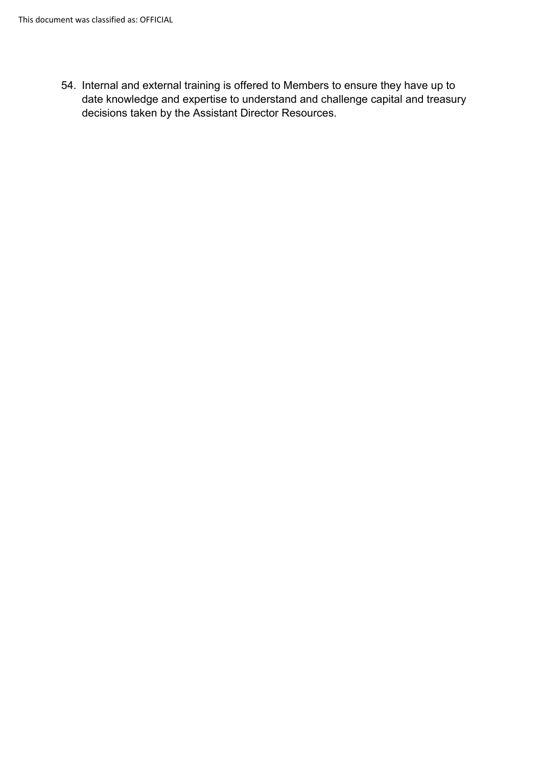54. Internal and external training is offered to Members to ensure they have up to date knowledge and expertise to understand and challenge capital and treasury decisions taken by the Assistant Director Resources.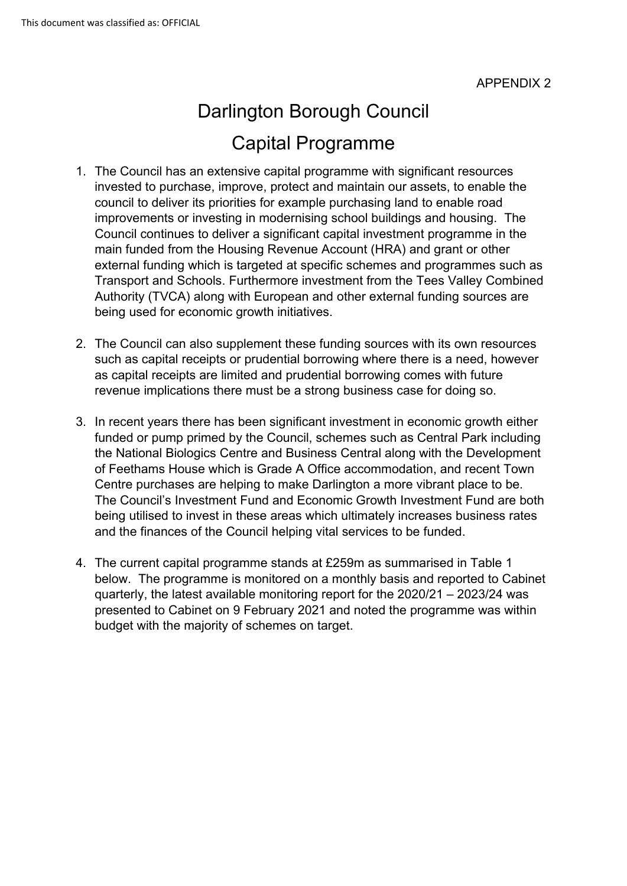APPENDIX 2

# Darlington Borough Council

# Capital Programme

1. The Council has an extensive capital programme with significant resources invested to purchase, improve, protect and maintain our assets, to enable the council to deliver its priorities for example purchasing land to enable road improvements or investing in modernising school buildings and housing. The Council continues to deliver a significant capital investment programme in the main funded from the Housing Revenue Account (HRA) and grant or other external funding which is targeted at specific schemes and programmes such as Transport and Schools. Furthermore investment from the Tees Valley Combined Authority (TVCA) along with European and other external funding sources are being used for economic growth initiatives.

2. The Council can also supplement these funding sources with its own resources such as capital receipts or prudential borrowing where there is a need, however as capital receipts are limited and prudential borrowing comes with future revenue implications there must be a strong business case for doing so.

3. In recent years there has been significant investment in economic growth either funded or pump primed by the Council, schemes such as Central Park including the National Biologics Centre and Business Central along with the Development of Feethams House which is Grade A Office accommodation, and recent Town Centre purchases are helping to make Darlington a more vibrant place to be. The Council's Investment Fund and Economic Growth Investment Fund are both being utilised to invest in these areas which ultimately increases business rates and the finances of the Council helping vital services to be funded.

4. The current capital programme stands at £259m as summarised in Table 1 below. The programme is monitored on a monthly basis and reported to Cabinet quarterly, the latest available monitoring report for the 2020/21 – 2023/24 was presented to Cabinet on 9 February 2021 and noted the programme was within budget with the majority of schemes on target.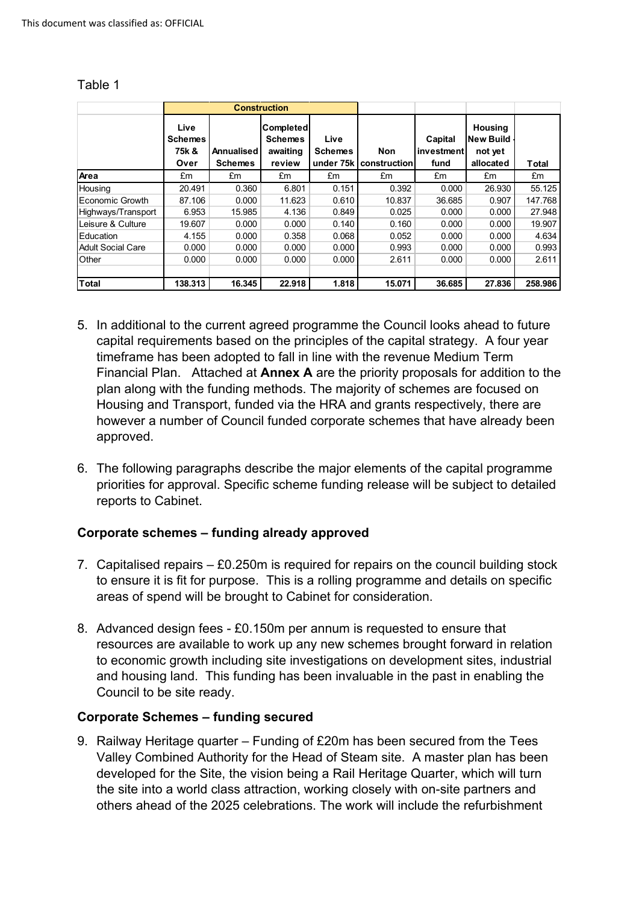Table 1

| | Construction | | | | | | | |
|---|---|---|---|---|---|---|---|---|
| | Live Schemes 75k & Over | Annualised Schemes | Completed Schemes awaiting review | Live Schemes under 75k | Non construction | Capital investment fund | Housing New Build - not yet allocated | Total |
| **Area** | £m | £m | £m | £m | £m | £m | £m | £m |
| Housing | 20.491 | 0.360 | 6.801 | 0.151 | 0.392 | 0.000 | 26.930 | 55.125 |
| Economic Growth | 87.106 | 0.000 | 11.623 | 0.610 | 10.837 | 36.685 | 0.907 | 147.768 |
| Highways/Transport | 6.953 | 15.985 | 4.136 | 0.849 | 0.025 | 0.000 | 0.000 | 27.948 |
| Leisure & Culture | 19.607 | 0.000 | 0.000 | 0.140 | 0.160 | 0.000 | 0.000 | 19.907 |
| Education | 4.155 | 0.000 | 0.358 | 0.068 | 0.052 | 0.000 | 0.000 | 4.634 |
| Adult Social Care | 0.000 | 0.000 | 0.000 | 0.000 | 0.993 | 0.000 | 0.000 | 0.993 |
| Other | 0.000 | 0.000 | 0.000 | 0.000 | 2.611 | 0.000 | 0.000 | 2.611 |
| | | | | | | | | |
| **Total** | **138.313** | **16.345** | **22.918** | **1.818** | **15.071** | **36.685** | **27.836** | **258.986** |

5. In additional to the current agreed programme the Council looks ahead to future capital requirements based on the principles of the capital strategy. A four year timeframe has been adopted to fall in line with the revenue Medium Term Financial Plan. Attached at **Annex A** are the priority proposals for addition to the plan along with the funding methods. The majority of schemes are focused on Housing and Transport, funded via the HRA and grants respectively, there are however a number of Council funded corporate schemes that have already been approved.

6. The following paragraphs describe the major elements of the capital programme priorities for approval. Specific scheme funding release will be subject to detailed reports to Cabinet.

**Corporate schemes – funding already approved**

7. Capitalised repairs – £0.250m is required for repairs on the council building stock to ensure it is fit for purpose. This is a rolling programme and details on specific areas of spend will be brought to Cabinet for consideration.

8. Advanced design fees - £0.150m per annum is requested to ensure that resources are available to work up any new schemes brought forward in relation to economic growth including site investigations on development sites, industrial and housing land. This funding has been invaluable in the past in enabling the Council to be site ready.

**Corporate Schemes – funding secured**

9. Railway Heritage quarter – Funding of £20m has been secured from the Tees Valley Combined Authority for the Head of Steam site. A master plan has been developed for the Site, the vision being a Rail Heritage Quarter, which will turn the site into a world class attraction, working closely with on-site partners and others ahead of the 2025 celebrations. The work will include the refurbishment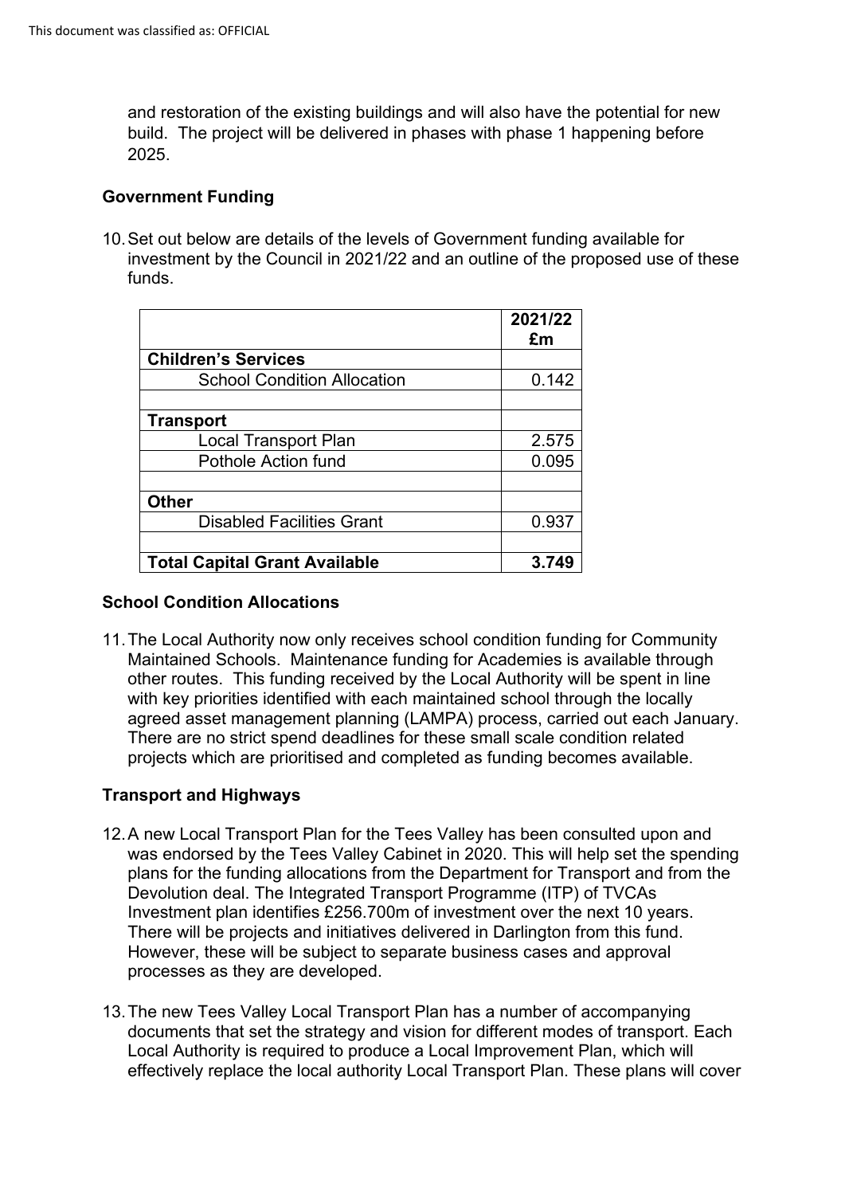and restoration of the existing buildings and will also have the potential for new build. The project will be delivered in phases with phase 1 happening before 2025.

**Government Funding**

10. Set out below are details of the levels of Government funding available for investment by the Council in 2021/22 and an outline of the proposed use of these funds.

| | 2021/22 £m |
|---|---|
| **Children's Services** | |
| School Condition Allocation | 0.142 |
| | |
| **Transport** | |
| Local Transport Plan | 2.575 |
| Pothole Action fund | 0.095 |
| | |
| **Other** | |
| Disabled Facilities Grant | 0.937 |
| | |
| **Total Capital Grant Available** | **3.749** |

**School Condition Allocations**

11. The Local Authority now only receives school condition funding for Community Maintained Schools. Maintenance funding for Academies is available through other routes. This funding received by the Local Authority will be spent in line with key priorities identified with each maintained school through the locally agreed asset management planning (LAMPA) process, carried out each January. There are no strict spend deadlines for these small scale condition related projects which are prioritised and completed as funding becomes available.

**Transport and Highways**

12. A new Local Transport Plan for the Tees Valley has been consulted upon and was endorsed by the Tees Valley Cabinet in 2020. This will help set the spending plans for the funding allocations from the Department for Transport and from the Devolution deal. The Integrated Transport Programme (ITP) of TVCAs Investment plan identifies £256.700m of investment over the next 10 years. There will be projects and initiatives delivered in Darlington from this fund. However, these will be subject to separate business cases and approval processes as they are developed.

13. The new Tees Valley Local Transport Plan has a number of accompanying documents that set the strategy and vision for different modes of transport. Each Local Authority is required to produce a Local Improvement Plan, which will effectively replace the local authority Local Transport Plan. These plans will cover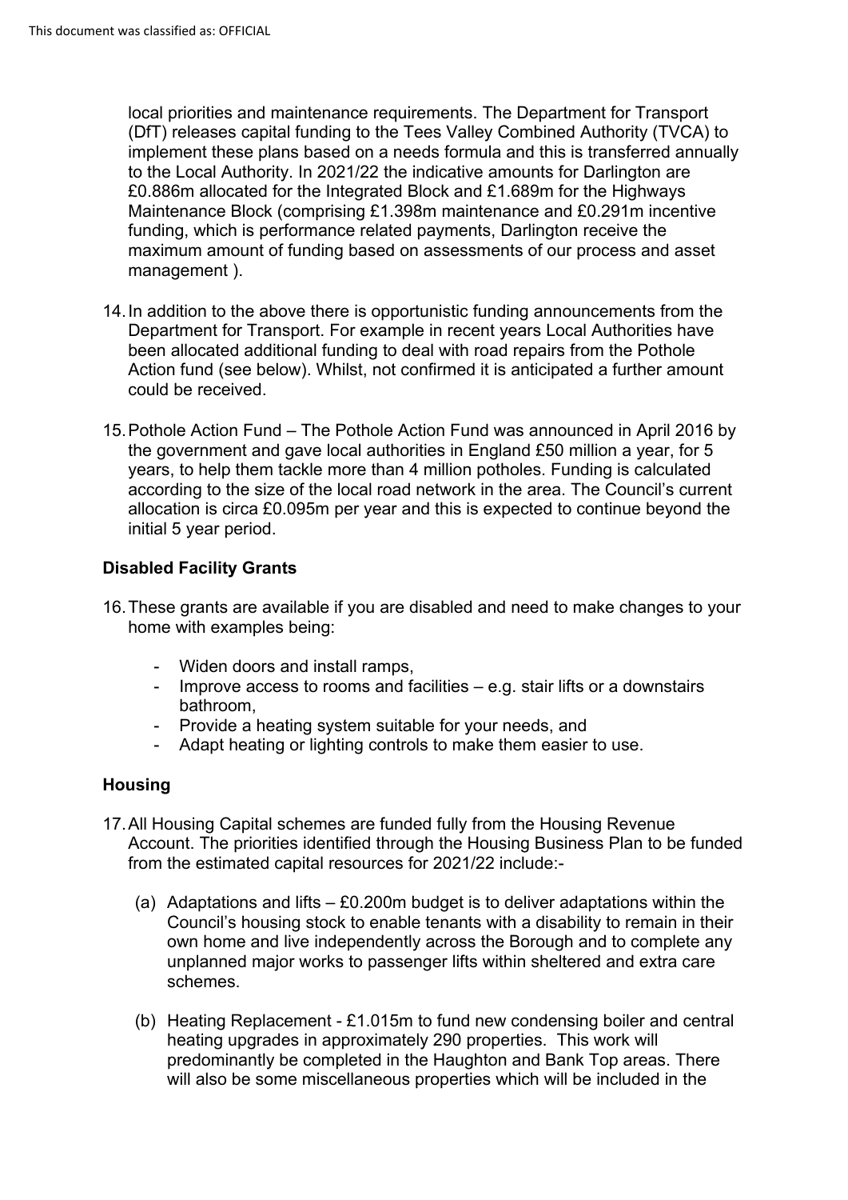local priorities and maintenance requirements. The Department for Transport (DfT) releases capital funding to the Tees Valley Combined Authority (TVCA) to implement these plans based on a needs formula and this is transferred annually to the Local Authority. In 2021/22 the indicative amounts for Darlington are £0.886m allocated for the Integrated Block and £1.689m for the Highways Maintenance Block (comprising £1.398m maintenance and £0.291m incentive funding, which is performance related payments, Darlington receive the maximum amount of funding based on assessments of our process and asset management ).

14. In addition to the above there is opportunistic funding announcements from the Department for Transport. For example in recent years Local Authorities have been allocated additional funding to deal with road repairs from the Pothole Action fund (see below). Whilst, not confirmed it is anticipated a further amount could be received.

15. Pothole Action Fund – The Pothole Action Fund was announced in April 2016 by the government and gave local authorities in England £50 million a year, for 5 years, to help them tackle more than 4 million potholes. Funding is calculated according to the size of the local road network in the area. The Council's current allocation is circa £0.095m per year and this is expected to continue beyond the initial 5 year period.

**Disabled Facility Grants**

16. These grants are available if you are disabled and need to make changes to your home with examples being:

    - Widen doors and install ramps,
    - Improve access to rooms and facilities – e.g. stair lifts or a downstairs bathroom,
    - Provide a heating system suitable for your needs, and
    - Adapt heating or lighting controls to make them easier to use.

**Housing**

17. All Housing Capital schemes are funded fully from the Housing Revenue Account. The priorities identified through the Housing Business Plan to be funded from the estimated capital resources for 2021/22 include:-

    (a) Adaptations and lifts – £0.200m budget is to deliver adaptations within the Council's housing stock to enable tenants with a disability to remain in their own home and live independently across the Borough and to complete any unplanned major works to passenger lifts within sheltered and extra care schemes.

    (b) Heating Replacement - £1.015m to fund new condensing boiler and central heating upgrades in approximately 290 properties. This work will predominantly be completed in the Haughton and Bank Top areas. There will also be some miscellaneous properties which will be included in the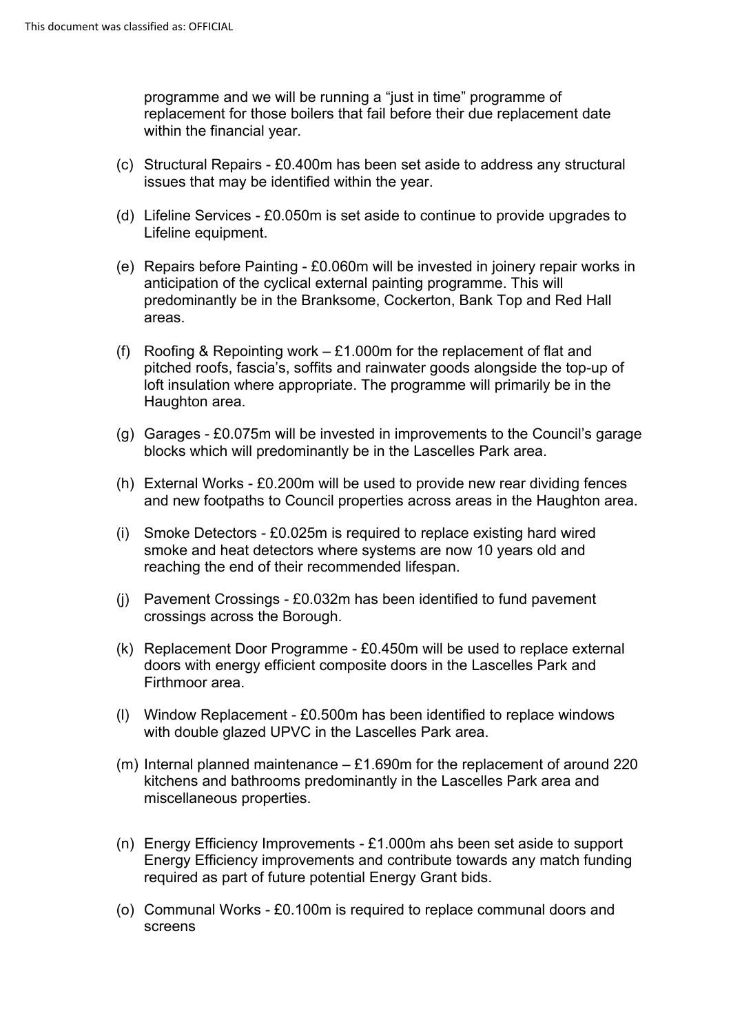programme and we will be running a "just in time" programme of replacement for those boilers that fail before their due replacement date within the financial year.

(c) Structural Repairs - £0.400m has been set aside to address any structural issues that may be identified within the year.

(d) Lifeline Services - £0.050m is set aside to continue to provide upgrades to Lifeline equipment.

(e) Repairs before Painting - £0.060m will be invested in joinery repair works in anticipation of the cyclical external painting programme. This will predominantly be in the Branksome, Cockerton, Bank Top and Red Hall areas.

(f) Roofing & Repointing work – £1.000m for the replacement of flat and pitched roofs, fascia's, soffits and rainwater goods alongside the top-up of loft insulation where appropriate. The programme will primarily be in the Haughton area.

(g) Garages - £0.075m will be invested in improvements to the Council's garage blocks which will predominantly be in the Lascelles Park area.

(h) External Works - £0.200m will be used to provide new rear dividing fences and new footpaths to Council properties across areas in the Haughton area.

(i) Smoke Detectors - £0.025m is required to replace existing hard wired smoke and heat detectors where systems are now 10 years old and reaching the end of their recommended lifespan.

(j) Pavement Crossings - £0.032m has been identified to fund pavement crossings across the Borough.

(k) Replacement Door Programme - £0.450m will be used to replace external doors with energy efficient composite doors in the Lascelles Park and Firthmoor area.

(l) Window Replacement - £0.500m has been identified to replace windows with double glazed UPVC in the Lascelles Park area.

(m) Internal planned maintenance – £1.690m for the replacement of around 220 kitchens and bathrooms predominantly in the Lascelles Park area and miscellaneous properties.

(n) Energy Efficiency Improvements - £1.000m ahs been set aside to support Energy Efficiency improvements and contribute towards any match funding required as part of future potential Energy Grant bids.

(o) Communal Works - £0.100m is required to replace communal doors and screens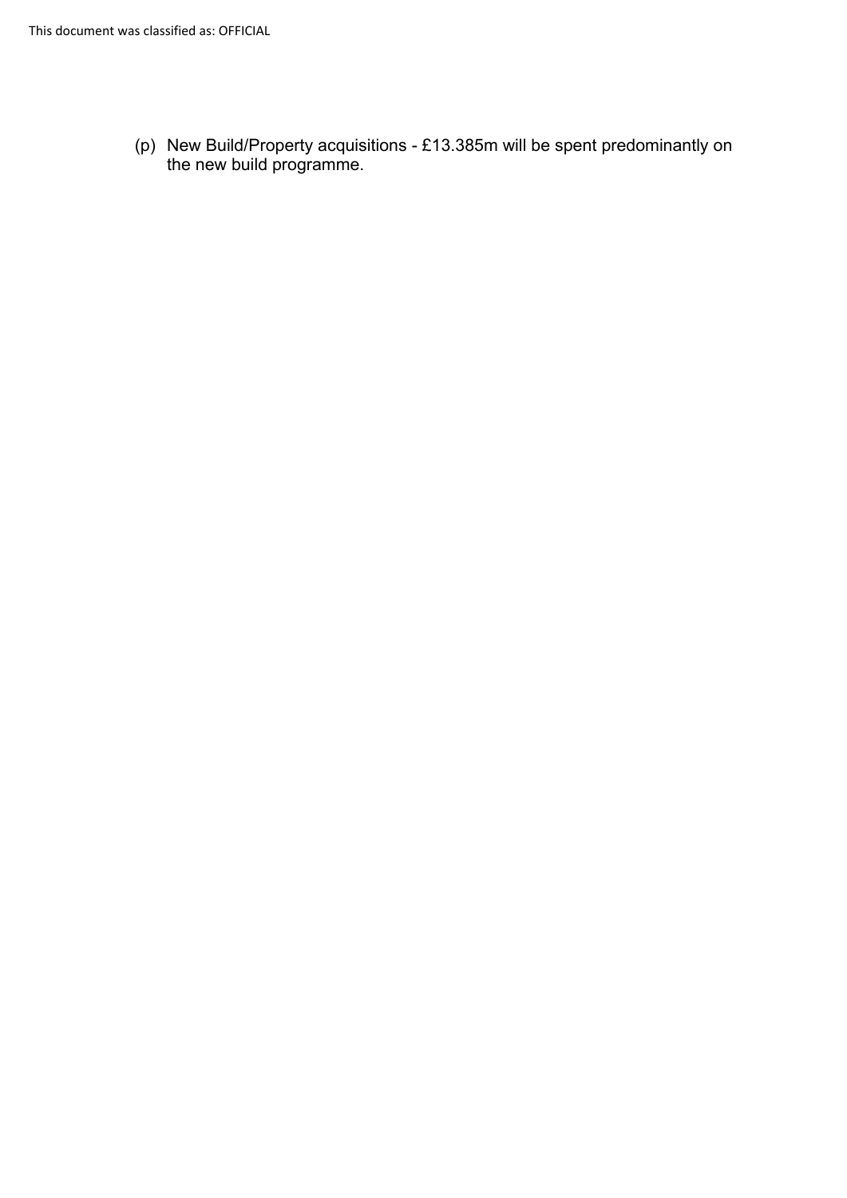(p) New Build/Property acquisitions - £13.385m will be spent predominantly on the new build programme.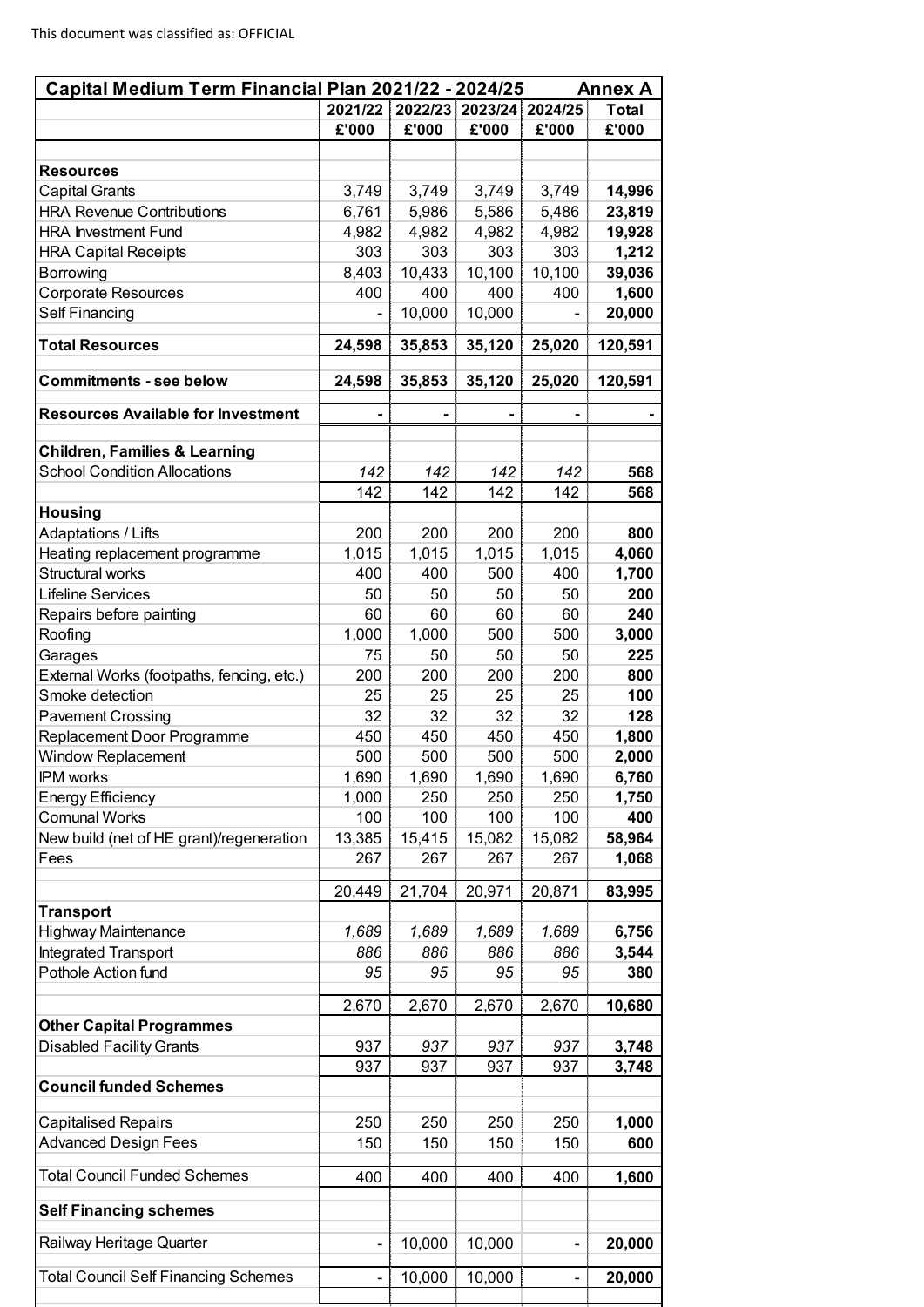This document was classified as: OFFICIAL

| Capital Medium Term Financial Plan 2021/22 - 2024/25 | | | | | Annex A |
|---|---|---|---|---|---|
| | 2021/22 | 2022/23 | 2023/24 | 2024/25 | Total |
| | £'000 | £'000 | £'000 | £'000 | £'000 |
| **Resources** | | | | | |
| Capital Grants | 3,749 | 3,749 | 3,749 | 3,749 | **14,996** |
| HRA Revenue Contributions | 6,761 | 5,986 | 5,586 | 5,486 | **23,819** |
| HRA Investment Fund | 4,982 | 4,982 | 4,982 | 4,982 | **19,928** |
| HRA Capital Receipts | 303 | 303 | 303 | 303 | **1,212** |
| Borrowing | 8,403 | 10,433 | 10,100 | 10,100 | **39,036** |
| Corporate Resources | 400 | 400 | 400 | 400 | **1,600** |
| Self Financing | - | 10,000 | 10,000 | - | **20,000** |
| **Total Resources** | **24,598** | **35,853** | **35,120** | **25,020** | **120,591** |
| **Commitments - see below** | **24,598** | **35,853** | **35,120** | **25,020** | **120,591** |
| **Resources Available for Investment** | **-** | **-** | **-** | **-** | **-** |
| **Children, Families & Learning** | | | | | |
| School Condition Allocations | *142* | *142* | *142* | *142* | **568** |
| | 142 | 142 | 142 | 142 | **568** |
| **Housing** | | | | | |
| Adaptations / Lifts | 200 | 200 | 200 | 200 | **800** |
| Heating replacement programme | 1,015 | 1,015 | 1,015 | 1,015 | **4,060** |
| Structural works | 400 | 400 | 500 | 400 | **1,700** |
| Lifeline Services | 50 | 50 | 50 | 50 | **200** |
| Repairs before painting | 60 | 60 | 60 | 60 | **240** |
| Roofing | 1,000 | 1,000 | 500 | 500 | **3,000** |
| Garages | 75 | 50 | 50 | 50 | **225** |
| External Works (footpaths, fencing, etc.) | 200 | 200 | 200 | 200 | **800** |
| Smoke detection | 25 | 25 | 25 | 25 | **100** |
| Pavement Crossing | 32 | 32 | 32 | 32 | **128** |
| Replacement Door Programme | 450 | 450 | 450 | 450 | **1,800** |
| Window Replacement | 500 | 500 | 500 | 500 | **2,000** |
| IPM works | 1,690 | 1,690 | 1,690 | 1,690 | **6,760** |
| Energy Efficiency | 1,000 | 250 | 250 | 250 | **1,750** |
| Comunal Works | 100 | 100 | 100 | 100 | **400** |
| New build (net of HE grant)/regeneration | 13,385 | 15,415 | 15,082 | 15,082 | **58,964** |
| Fees | 267 | 267 | 267 | 267 | **1,068** |
| | 20,449 | 21,704 | 20,971 | 20,871 | **83,995** |
| **Transport** | | | | | |
| Highway Maintenance | *1,689* | *1,689* | *1,689* | *1,689* | **6,756** |
| Integrated Transport | *886* | *886* | *886* | *886* | **3,544** |
| Pothole Action fund | *95* | *95* | *95* | *95* | **380** |
| | 2,670 | 2,670 | 2,670 | 2,670 | **10,680** |
| **Other Capital Programmes** | | | | | |
| Disabled Facility Grants | 937 | *937* | *937* | *937* | **3,748** |
| | 937 | 937 | 937 | 937 | **3,748** |
| **Council funded Schemes** | | | | | |
| Capitalised Repairs | 250 | 250 | 250 | 250 | **1,000** |
| Advanced Design Fees | 150 | 150 | 150 | 150 | **600** |
| Total Council Funded Schemes | 400 | 400 | 400 | 400 | **1,600** |
| **Self Financing schemes** | | | | | |
| Railway Heritage Quarter | - | 10,000 | 10,000 | - | **20,000** |
| Total Council Self Financing Schemes | - | 10,000 | 10,000 | - | **20,000** |